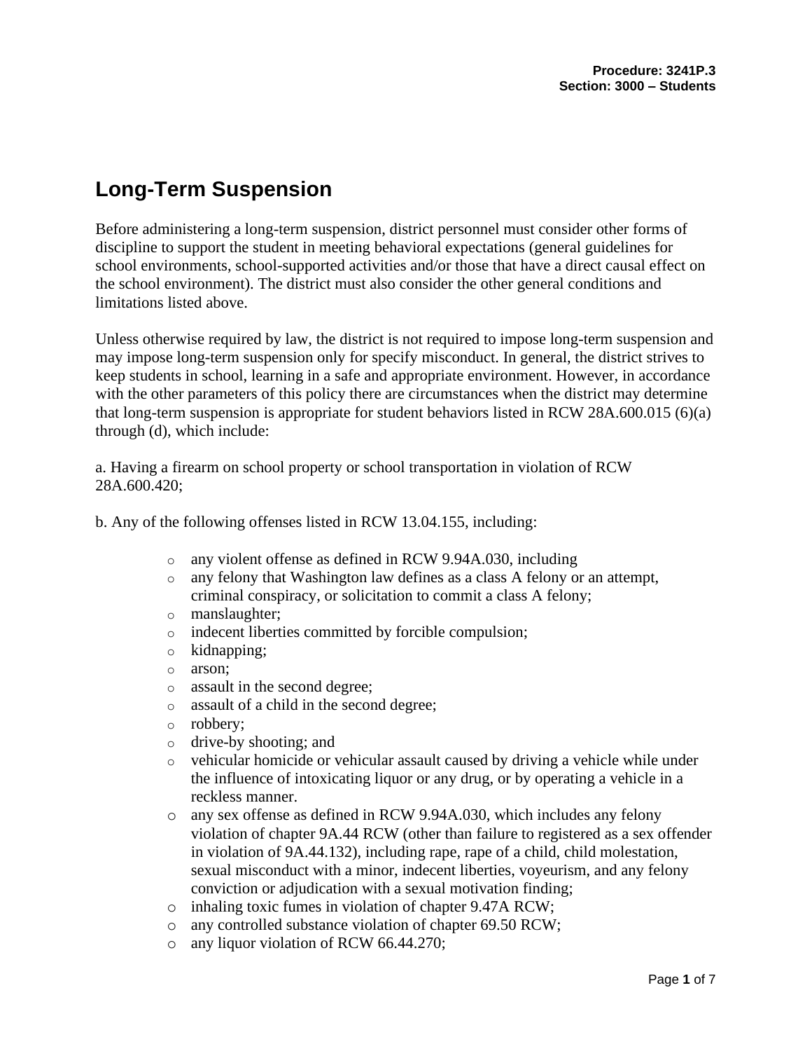Procedure: 3241P.3
Section: 3000 – Students

# Long-Term Suspension

Before administering a long-term suspension, district personnel must consider other forms of discipline to support the student in meeting behavioral expectations (general guidelines for school environments, school-supported activities and/or those that have a direct causal effect on the school environment). The district must also consider the other general conditions and limitations listed above.

Unless otherwise required by law, the district is not required to impose long-term suspension and may impose long-term suspension only for specify misconduct. In general, the district strives to keep students in school, learning in a safe and appropriate environment. However, in accordance with the other parameters of this policy there are circumstances when the district may determine that long-term suspension is appropriate for student behaviors listed in RCW 28A.600.015 (6)(a) through (d), which include:

a. Having a firearm on school property or school transportation in violation of RCW 28A.600.420;

b. Any of the following offenses listed in RCW 13.04.155, including:

- any violent offense as defined in RCW 9.94A.030, including
- any felony that Washington law defines as a class A felony or an attempt, criminal conspiracy, or solicitation to commit a class A felony;
- manslaughter;
- indecent liberties committed by forcible compulsion;
- kidnapping;
- arson;
- assault in the second degree;
- assault of a child in the second degree;
- robbery;
- drive-by shooting; and
- vehicular homicide or vehicular assault caused by driving a vehicle while under the influence of intoxicating liquor or any drug, or by operating a vehicle in a reckless manner.
- any sex offense as defined in RCW 9.94A.030, which includes any felony violation of chapter 9A.44 RCW (other than failure to registered as a sex offender in violation of 9A.44.132), including rape, rape of a child, child molestation, sexual misconduct with a minor, indecent liberties, voyeurism, and any felony conviction or adjudication with a sexual motivation finding;
- inhaling toxic fumes in violation of chapter 9.47A RCW;
- any controlled substance violation of chapter 69.50 RCW;
- any liquor violation of RCW 66.44.270;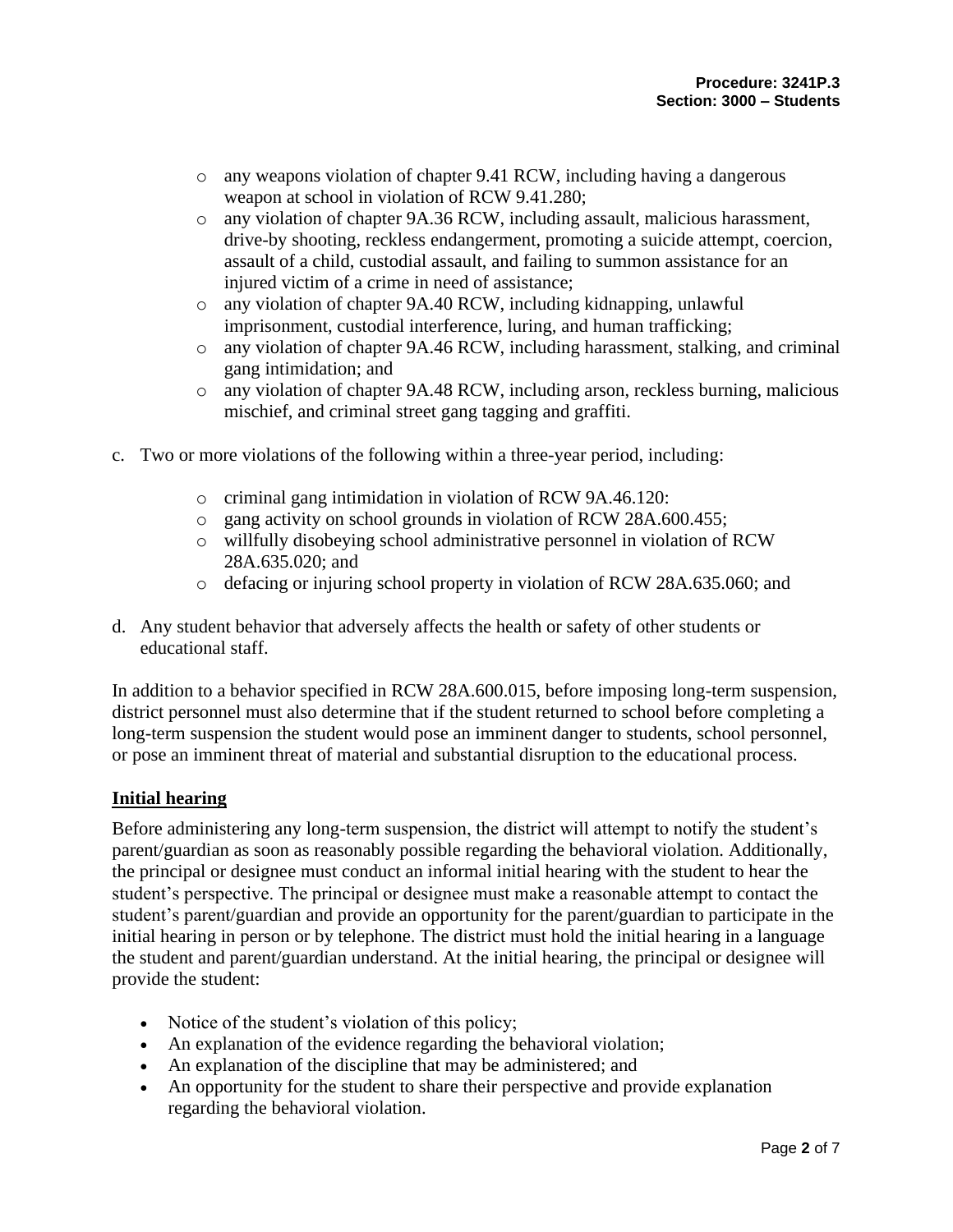- any weapons violation of chapter 9.41 RCW, including having a dangerous weapon at school in violation of RCW 9.41.280;
- any violation of chapter 9A.36 RCW, including assault, malicious harassment, drive-by shooting, reckless endangerment, promoting a suicide attempt, coercion, assault of a child, custodial assault, and failing to summon assistance for an injured victim of a crime in need of assistance;
- any violation of chapter 9A.40 RCW, including kidnapping, unlawful imprisonment, custodial interference, luring, and human trafficking;
- any violation of chapter 9A.46 RCW, including harassment, stalking, and criminal gang intimidation; and
- any violation of chapter 9A.48 RCW, including arson, reckless burning, malicious mischief, and criminal street gang tagging and graffiti.

c. Two or more violations of the following within a three-year period, including:

- criminal gang intimidation in violation of RCW 9A.46.120:
- gang activity on school grounds in violation of RCW 28A.600.455;
- willfully disobeying school administrative personnel in violation of RCW 28A.635.020; and
- defacing or injuring school property in violation of RCW 28A.635.060; and

d. Any student behavior that adversely affects the health or safety of other students or educational staff.

In addition to a behavior specified in RCW 28A.600.015, before imposing long-term suspension, district personnel must also determine that if the student returned to school before completing a long-term suspension the student would pose an imminent danger to students, school personnel, or pose an imminent threat of material and substantial disruption to the educational process.

## Initial hearing

Before administering any long-term suspension, the district will attempt to notify the student's parent/guardian as soon as reasonably possible regarding the behavioral violation. Additionally, the principal or designee must conduct an informal initial hearing with the student to hear the student's perspective. The principal or designee must make a reasonable attempt to contact the student's parent/guardian and provide an opportunity for the parent/guardian to participate in the initial hearing in person or by telephone. The district must hold the initial hearing in a language the student and parent/guardian understand. At the initial hearing, the principal or designee will provide the student:

- Notice of the student's violation of this policy;
- An explanation of the evidence regarding the behavioral violation;
- An explanation of the discipline that may be administered; and
- An opportunity for the student to share their perspective and provide explanation regarding the behavioral violation.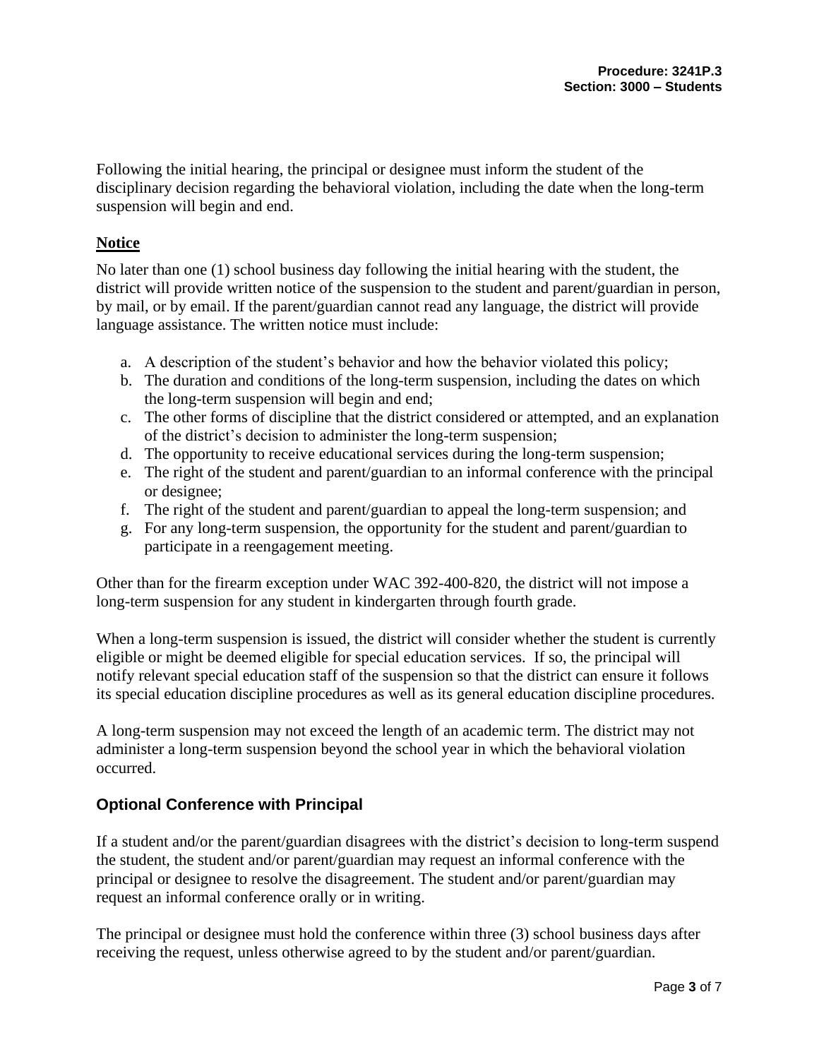Following the initial hearing, the principal or designee must inform the student of the disciplinary decision regarding the behavioral violation, including the date when the long-term suspension will begin and end.

## Notice

No later than one (1) school business day following the initial hearing with the student, the district will provide written notice of the suspension to the student and parent/guardian in person, by mail, or by email. If the parent/guardian cannot read any language, the district will provide language assistance. The written notice must include:

a. A description of the student's behavior and how the behavior violated this policy;
b. The duration and conditions of the long-term suspension, including the dates on which the long-term suspension will begin and end;
c. The other forms of discipline that the district considered or attempted, and an explanation of the district's decision to administer the long-term suspension;
d. The opportunity to receive educational services during the long-term suspension;
e. The right of the student and parent/guardian to an informal conference with the principal or designee;
f. The right of the student and parent/guardian to appeal the long-term suspension; and
g. For any long-term suspension, the opportunity for the student and parent/guardian to participate in a reengagement meeting.

Other than for the firearm exception under WAC 392-400-820, the district will not impose a long-term suspension for any student in kindergarten through fourth grade.

When a long-term suspension is issued, the district will consider whether the student is currently eligible or might be deemed eligible for special education services. If so, the principal will notify relevant special education staff of the suspension so that the district can ensure it follows its special education discipline procedures as well as its general education discipline procedures.

A long-term suspension may not exceed the length of an academic term. The district may not administer a long-term suspension beyond the school year in which the behavioral violation occurred.

## Optional Conference with Principal

If a student and/or the parent/guardian disagrees with the district's decision to long-term suspend the student, the student and/or parent/guardian may request an informal conference with the principal or designee to resolve the disagreement. The student and/or parent/guardian may request an informal conference orally or in writing.

The principal or designee must hold the conference within three (3) school business days after receiving the request, unless otherwise agreed to by the student and/or parent/guardian.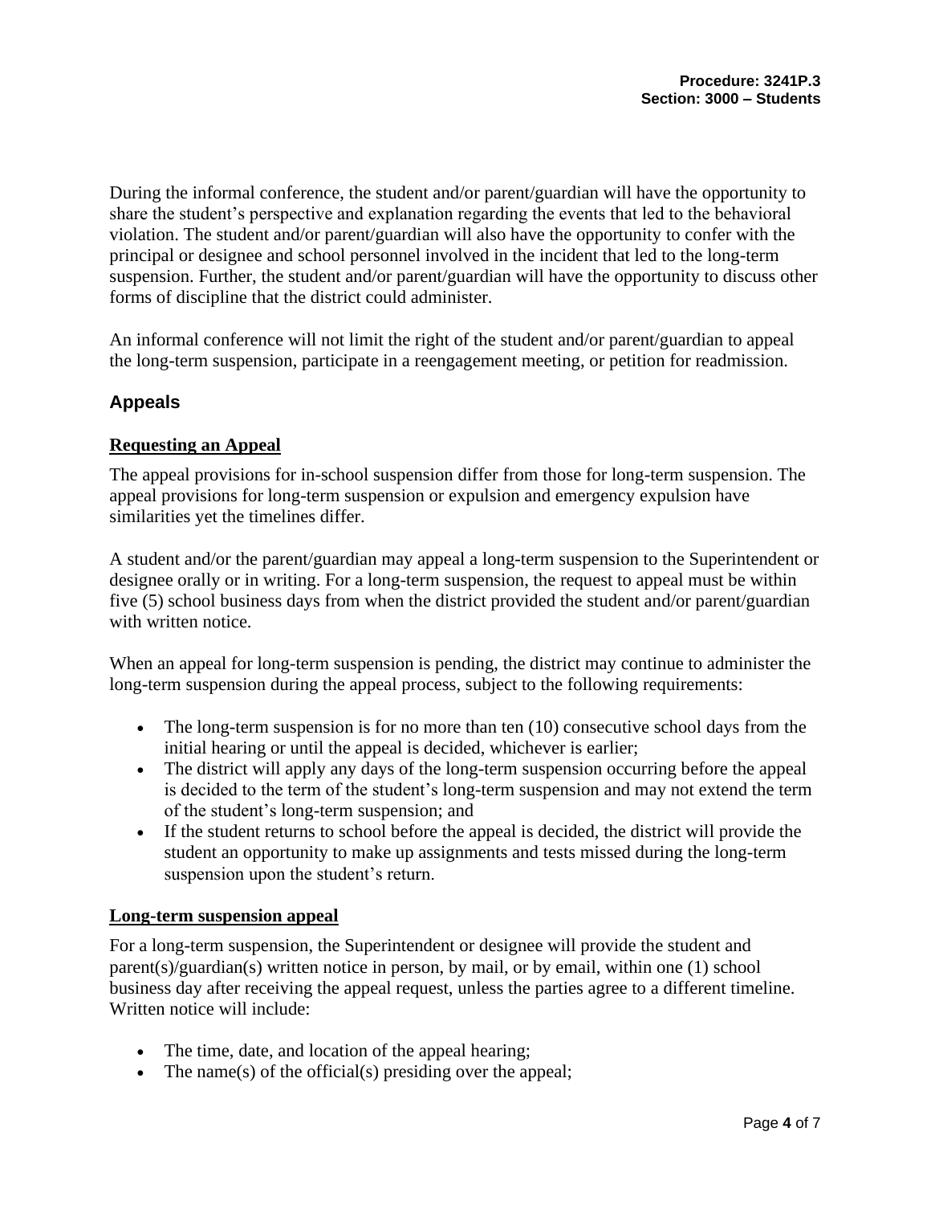During the informal conference, the student and/or parent/guardian will have the opportunity to share the student's perspective and explanation regarding the events that led to the behavioral violation. The student and/or parent/guardian will also have the opportunity to confer with the principal or designee and school personnel involved in the incident that led to the long-term suspension. Further, the student and/or parent/guardian will have the opportunity to discuss other forms of discipline that the district could administer.

An informal conference will not limit the right of the student and/or parent/guardian to appeal the long-term suspension, participate in a reengagement meeting, or petition for readmission.

## Appeals

### Requesting an Appeal

The appeal provisions for in-school suspension differ from those for long-term suspension. The appeal provisions for long-term suspension or expulsion and emergency expulsion have similarities yet the timelines differ.

A student and/or the parent/guardian may appeal a long-term suspension to the Superintendent or designee orally or in writing. For a long-term suspension, the request to appeal must be within five (5) school business days from when the district provided the student and/or parent/guardian with written notice.

When an appeal for long-term suspension is pending, the district may continue to administer the long-term suspension during the appeal process, subject to the following requirements:

- The long-term suspension is for no more than ten (10) consecutive school days from the initial hearing or until the appeal is decided, whichever is earlier;
- The district will apply any days of the long-term suspension occurring before the appeal is decided to the term of the student's long-term suspension and may not extend the term of the student's long-term suspension; and
- If the student returns to school before the appeal is decided, the district will provide the student an opportunity to make up assignments and tests missed during the long-term suspension upon the student's return.

### Long-term suspension appeal

For a long-term suspension, the Superintendent or designee will provide the student and parent(s)/guardian(s) written notice in person, by mail, or by email, within one (1) school business day after receiving the appeal request, unless the parties agree to a different timeline. Written notice will include:

- The time, date, and location of the appeal hearing;
- The name(s) of the official(s) presiding over the appeal;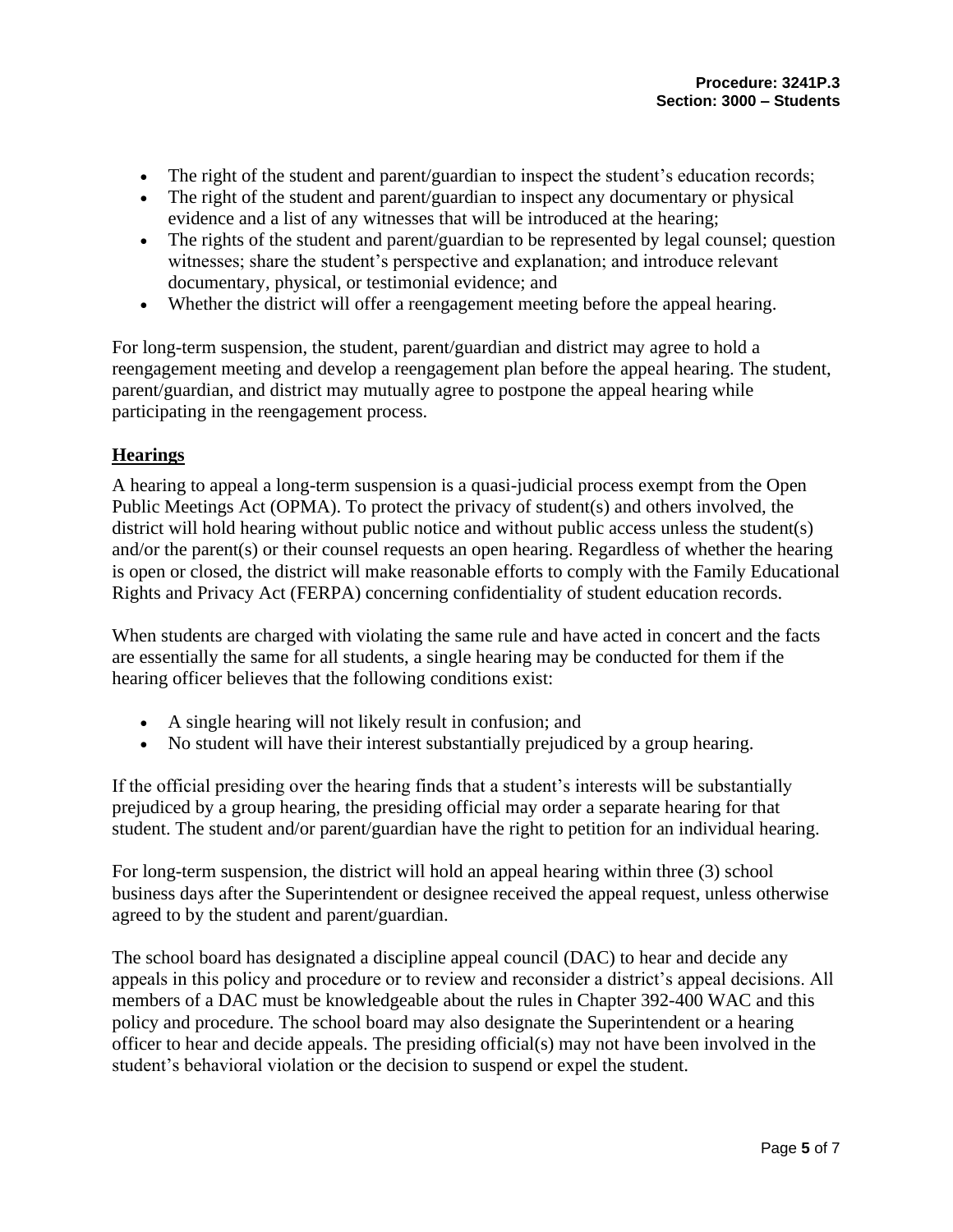- The right of the student and parent/guardian to inspect the student's education records;
- The right of the student and parent/guardian to inspect any documentary or physical evidence and a list of any witnesses that will be introduced at the hearing;
- The rights of the student and parent/guardian to be represented by legal counsel; question witnesses; share the student's perspective and explanation; and introduce relevant documentary, physical, or testimonial evidence; and
- Whether the district will offer a reengagement meeting before the appeal hearing.

For long-term suspension, the student, parent/guardian and district may agree to hold a reengagement meeting and develop a reengagement plan before the appeal hearing. The student, parent/guardian, and district may mutually agree to postpone the appeal hearing while participating in the reengagement process.

## Hearings

A hearing to appeal a long-term suspension is a quasi-judicial process exempt from the Open Public Meetings Act (OPMA). To protect the privacy of student(s) and others involved, the district will hold hearing without public notice and without public access unless the student(s) and/or the parent(s) or their counsel requests an open hearing. Regardless of whether the hearing is open or closed, the district will make reasonable efforts to comply with the Family Educational Rights and Privacy Act (FERPA) concerning confidentiality of student education records.

When students are charged with violating the same rule and have acted in concert and the facts are essentially the same for all students, a single hearing may be conducted for them if the hearing officer believes that the following conditions exist:

- A single hearing will not likely result in confusion; and
- No student will have their interest substantially prejudiced by a group hearing.

If the official presiding over the hearing finds that a student's interests will be substantially prejudiced by a group hearing, the presiding official may order a separate hearing for that student. The student and/or parent/guardian have the right to petition for an individual hearing.

For long-term suspension, the district will hold an appeal hearing within three (3) school business days after the Superintendent or designee received the appeal request, unless otherwise agreed to by the student and parent/guardian.

The school board has designated a discipline appeal council (DAC) to hear and decide any appeals in this policy and procedure or to review and reconsider a district's appeal decisions. All members of a DAC must be knowledgeable about the rules in Chapter 392-400 WAC and this policy and procedure. The school board may also designate the Superintendent or a hearing officer to hear and decide appeals. The presiding official(s) may not have been involved in the student's behavioral violation or the decision to suspend or expel the student.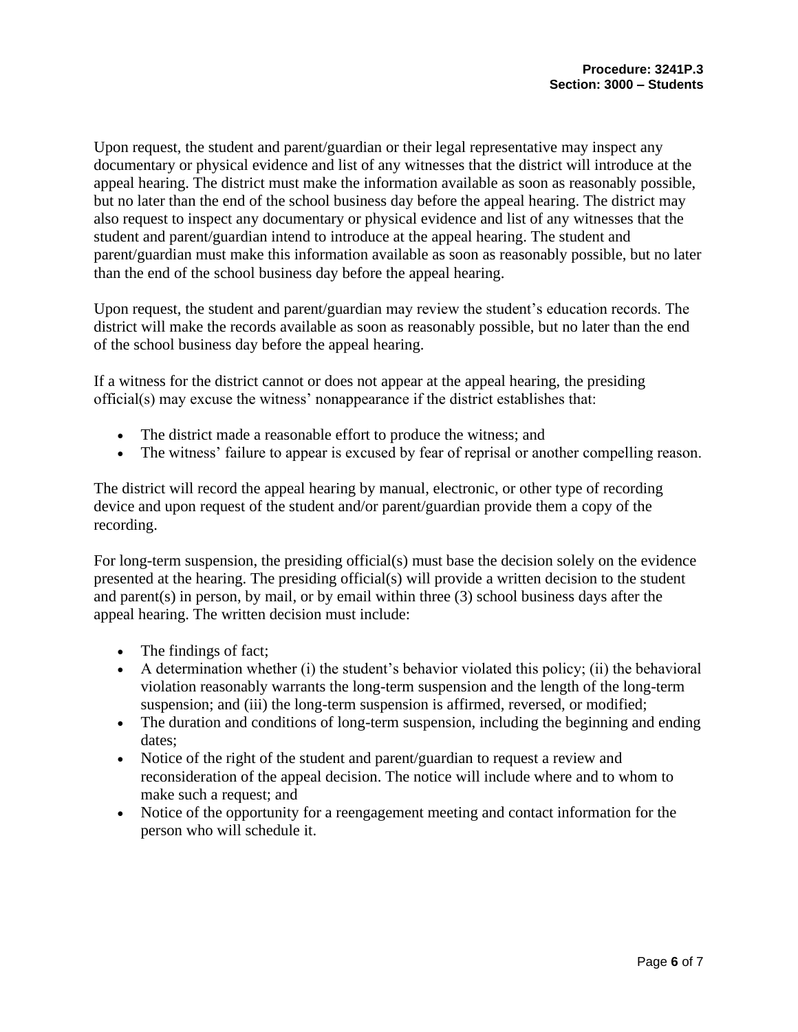Upon request, the student and parent/guardian or their legal representative may inspect any documentary or physical evidence and list of any witnesses that the district will introduce at the appeal hearing. The district must make the information available as soon as reasonably possible, but no later than the end of the school business day before the appeal hearing. The district may also request to inspect any documentary or physical evidence and list of any witnesses that the student and parent/guardian intend to introduce at the appeal hearing. The student and parent/guardian must make this information available as soon as reasonably possible, but no later than the end of the school business day before the appeal hearing.

Upon request, the student and parent/guardian may review the student's education records. The district will make the records available as soon as reasonably possible, but no later than the end of the school business day before the appeal hearing.

If a witness for the district cannot or does not appear at the appeal hearing, the presiding official(s) may excuse the witness' nonappearance if the district establishes that:

- The district made a reasonable effort to produce the witness; and
- The witness' failure to appear is excused by fear of reprisal or another compelling reason.

The district will record the appeal hearing by manual, electronic, or other type of recording device and upon request of the student and/or parent/guardian provide them a copy of the recording.

For long-term suspension, the presiding official(s) must base the decision solely on the evidence presented at the hearing. The presiding official(s) will provide a written decision to the student and parent(s) in person, by mail, or by email within three (3) school business days after the appeal hearing. The written decision must include:

- The findings of fact;
- A determination whether (i) the student's behavior violated this policy; (ii) the behavioral violation reasonably warrants the long-term suspension and the length of the long-term suspension; and (iii) the long-term suspension is affirmed, reversed, or modified;
- The duration and conditions of long-term suspension, including the beginning and ending dates;
- Notice of the right of the student and parent/guardian to request a review and reconsideration of the appeal decision. The notice will include where and to whom to make such a request; and
- Notice of the opportunity for a reengagement meeting and contact information for the person who will schedule it.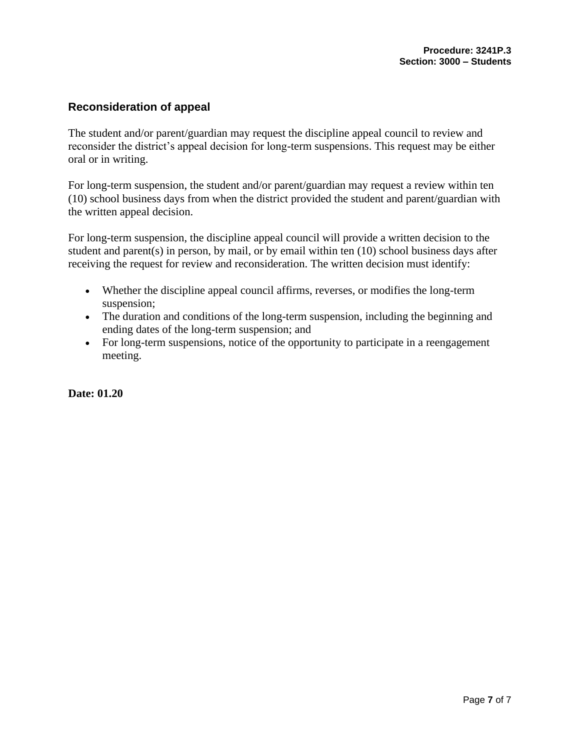## Reconsideration of appeal

The student and/or parent/guardian may request the discipline appeal council to review and reconsider the district's appeal decision for long-term suspensions. This request may be either oral or in writing.

For long-term suspension, the student and/or parent/guardian may request a review within ten (10) school business days from when the district provided the student and parent/guardian with the written appeal decision.

For long-term suspension, the discipline appeal council will provide a written decision to the student and parent(s) in person, by mail, or by email within ten (10) school business days after receiving the request for review and reconsideration. The written decision must identify:

- Whether the discipline appeal council affirms, reverses, or modifies the long-term suspension;
- The duration and conditions of the long-term suspension, including the beginning and ending dates of the long-term suspension; and
- For long-term suspensions, notice of the opportunity to participate in a reengagement meeting.

**Date: 01.20**